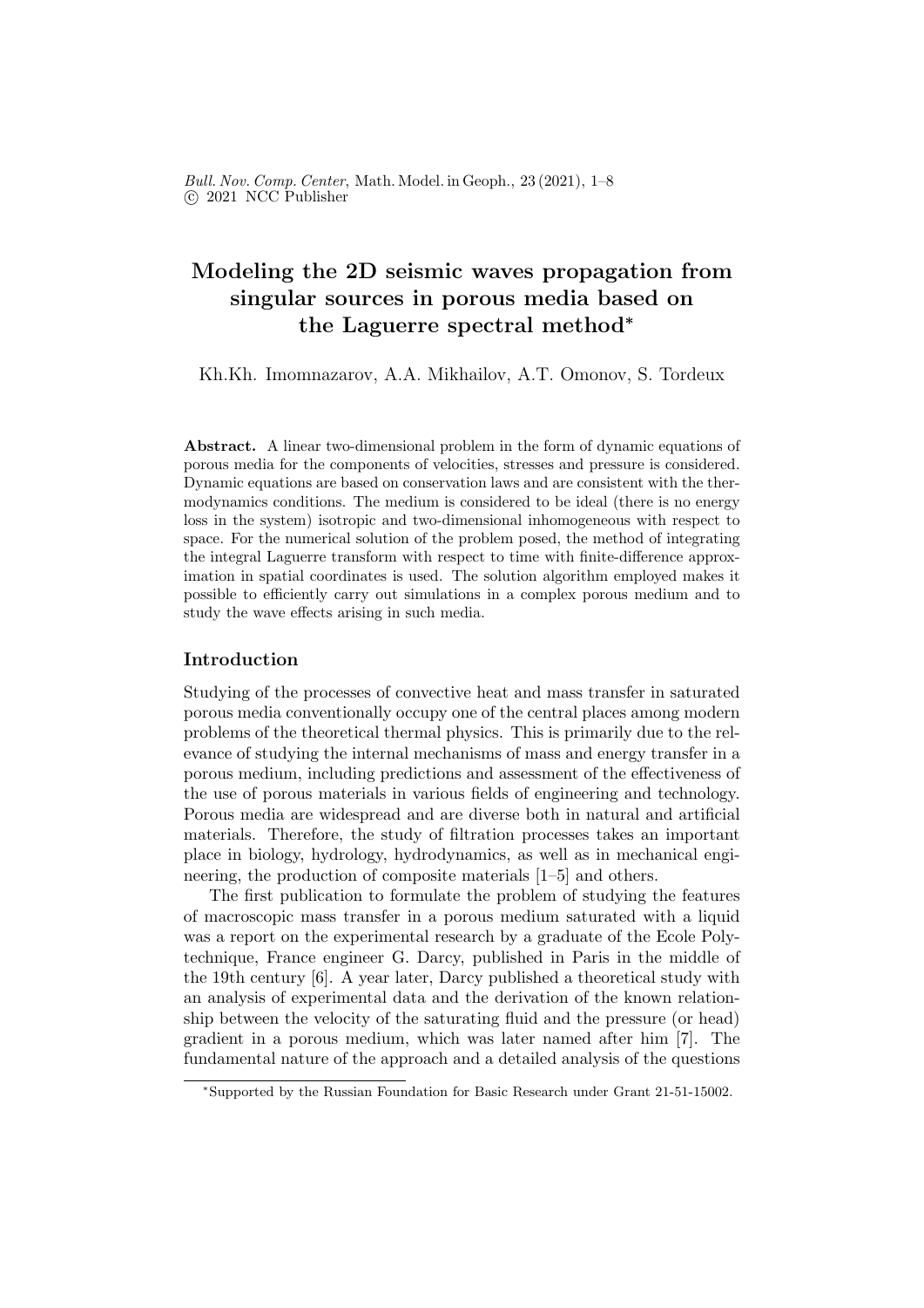# Modeling the 2D seismic waves propagation from singular sources in porous media based on the Laguerre spectral method*

Kh.Kh. Imomnazarov, A.A. Mikhailov, A.T. Omonov, S. Tordeux

**Abstract.** A linear two-dimensional problem in the form of dynamic equations of porous media for the components of velocities, stresses and pressure is considered. Dynamic equations are based on conservation laws and are consistent with the thermodynamics conditions. The medium is considered to be ideal (there is no energy loss in the system) isotropic and two-dimensional inhomogeneous with respect to space. For the numerical solution of the problem posed, the method of integrating the integral Laguerre transform with respect to time with finite-difference approximation in spatial coordinates is used. The solution algorithm employed makes it possible to efficiently carry out simulations in a complex porous medium and to study the wave effects arising in such media.

## Introduction

Studying of the processes of convective heat and mass transfer in saturated porous media conventionally occupy one of the central places among modern problems of the theoretical thermal physics. This is primarily due to the relevance of studying the internal mechanisms of mass and energy transfer in a porous medium, including predictions and assessment of the effectiveness of the use of porous materials in various fields of engineering and technology. Porous media are widespread and are diverse both in natural and artificial materials. Therefore, the study of filtration processes takes an important place in biology, hydrology, hydrodynamics, as well as in mechanical engineering, the production of composite materials [1–5] and others.

The first publication to formulate the problem of studying the features of macroscopic mass transfer in a porous medium saturated with a liquid was a report on the experimental research by a graduate of the Ecole Polytechnique, France engineer G. Darcy, published in Paris in the middle of the 19th century [6]. A year later, Darcy published a theoretical study with an analysis of experimental data and the derivation of the known relationship between the velocity of the saturating fluid and the pressure (or head) gradient in a porous medium, which was later named after him [7]. The fundamental nature of the approach and a detailed analysis of the questions

*Supported by the Russian Foundation for Basic Research under Grant 21-51-15002.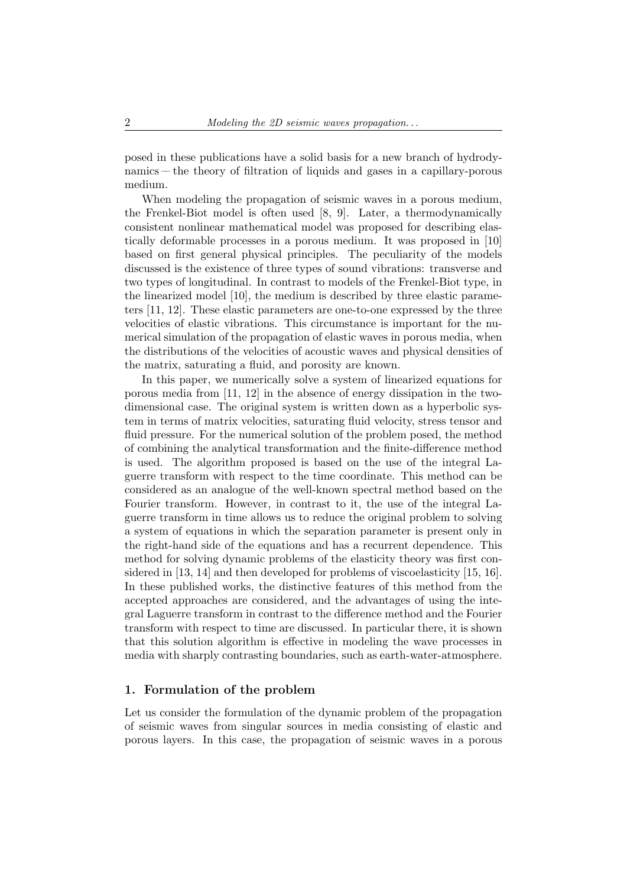posed in these publications have a solid basis for a new branch of hydrodynamics — the theory of filtration of liquids and gases in a capillary-porous medium.

When modeling the propagation of seismic waves in a porous medium, the Frenkel-Biot model is often used [8, 9]. Later, a thermodynamically consistent nonlinear mathematical model was proposed for describing elastically deformable processes in a porous medium. It was proposed in [10] based on first general physical principles. The peculiarity of the models discussed is the existence of three types of sound vibrations: transverse and two types of longitudinal. In contrast to models of the Frenkel-Biot type, in the linearized model [10], the medium is described by three elastic parameters [11, 12]. These elastic parameters are one-to-one expressed by the three velocities of elastic vibrations. This circumstance is important for the numerical simulation of the propagation of elastic waves in porous media, when the distributions of the velocities of acoustic waves and physical densities of the matrix, saturating a fluid, and porosity are known.

In this paper, we numerically solve a system of linearized equations for porous media from [11, 12] in the absence of energy dissipation in the two-dimensional case. The original system is written down as a hyperbolic system in terms of matrix velocities, saturating fluid velocity, stress tensor and fluid pressure. For the numerical solution of the problem posed, the method of combining the analytical transformation and the finite-difference method is used. The algorithm proposed is based on the use of the integral Laguerre transform with respect to the time coordinate. This method can be considered as an analogue of the well-known spectral method based on the Fourier transform. However, in contrast to it, the use of the integral Laguerre transform in time allows us to reduce the original problem to solving a system of equations in which the separation parameter is present only in the right-hand side of the equations and has a recurrent dependence. This method for solving dynamic problems of the elasticity theory was first considered in [13, 14] and then developed for problems of viscoelasticity [15, 16]. In these published works, the distinctive features of this method from the accepted approaches are considered, and the advantages of using the integral Laguerre transform in contrast to the difference method and the Fourier transform with respect to time are discussed. In particular there, it is shown that this solution algorithm is effective in modeling the wave processes in media with sharply contrasting boundaries, such as earth-water-atmosphere.

## 1. Formulation of the problem

Let us consider the formulation of the dynamic problem of the propagation of seismic waves from singular sources in media consisting of elastic and porous layers. In this case, the propagation of seismic waves in a porous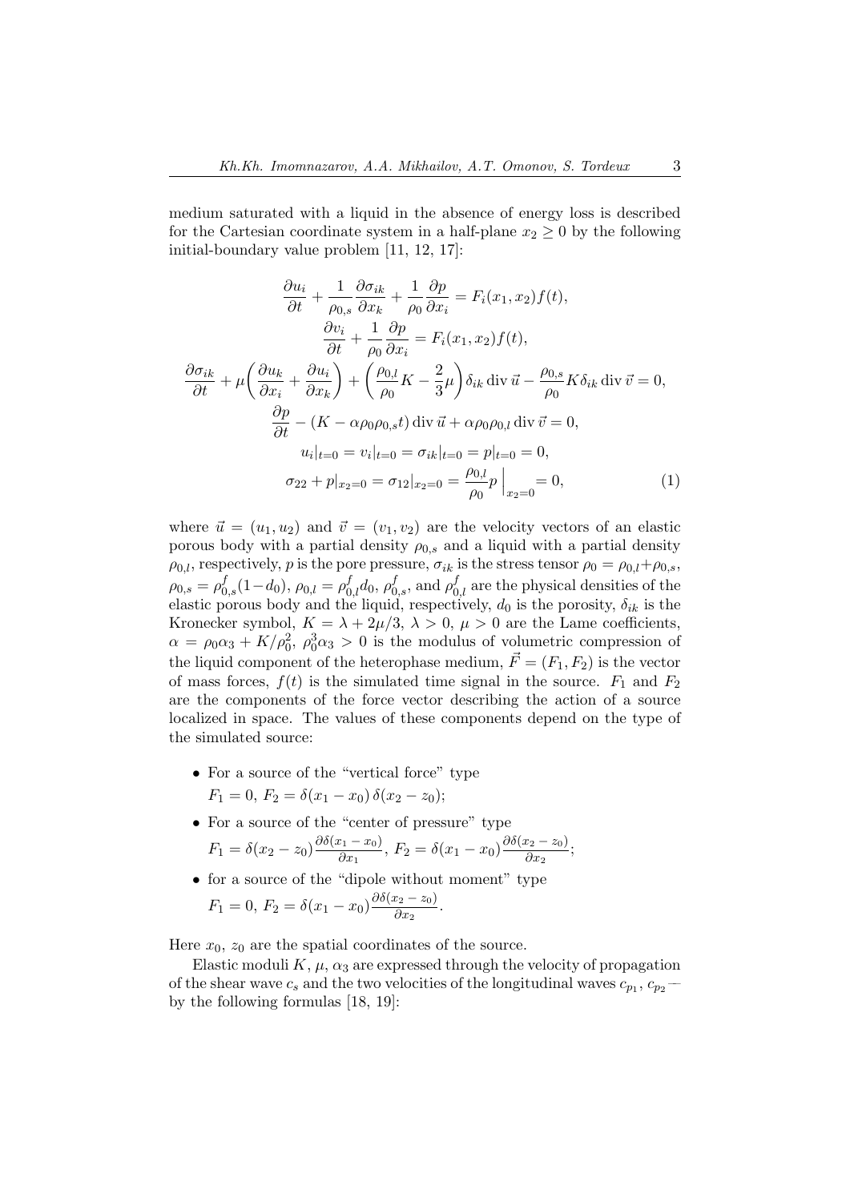medium saturated with a liquid in the absence of energy loss is described for the Cartesian coordinate system in a half-plane $x_2 \geq 0$ by the following initial-boundary value problem [11, 12, 17]:

$$
\begin{gathered}
\frac{\partial u_i}{\partial t} + \frac{1}{\rho_{0,s}} \frac{\partial \sigma_{ik}}{\partial x_k} + \frac{1}{\rho_0} \frac{\partial p}{\partial x_i} = F_i(x_1, x_2) f(t), \\
\frac{\partial v_i}{\partial t} + \frac{1}{\rho_0} \frac{\partial p}{\partial x_i} = F_i(x_1, x_2) f(t), \\
\frac{\partial \sigma_{ik}}{\partial t} + \mu \left( \frac{\partial u_k}{\partial x_i} + \frac{\partial u_i}{\partial x_k} \right) + \left( \frac{\rho_{0,l}}{\rho_0} K - \frac{2}{3} \mu \right) \delta_{ik} \operatorname{div} \vec{u} - \frac{\rho_{0,s}}{\rho_0} K \delta_{ik} \operatorname{div} \vec{v} = 0, \\
\frac{\partial p}{\partial t} - (K - \alpha \rho_0 \rho_{0,s} t) \operatorname{div} \vec{u} + \alpha \rho_0 \rho_{0,l} \operatorname{div} \vec{v} = 0, \\
u_i|_{t=0} = v_i|_{t=0} = \sigma_{ik}|_{t=0} = p|_{t=0} = 0, \\
\sigma_{22} + p|_{x_2=0} = \sigma_{12}|_{x_2=0} = \frac{\rho_{0,l}}{\rho_0} p \,\Big|_{x_2=0} = 0,
\end{gathered} \tag{1}
$$

where $\vec{u} = (u_1, u_2)$ and $\vec{v} = (v_1, v_2)$ are the velocity vectors of an elastic porous body with a partial density $\rho_{0,s}$ and a liquid with a partial density $\rho_{0,l}$, respectively, $p$ is the pore pressure, $\sigma_{ik}$ is the stress tensor $\rho_0 = \rho_{0,l} + \rho_{0,s}$, $\rho_{0,s} = \rho^f_{0,s}(1 - d_0)$, $\rho_{0,l} = \rho^f_{0,l} d_0$, $\rho^f_{0,s}$, and $\rho^f_{0,l}$ are the physical densities of the elastic porous body and the liquid, respectively, $d_0$ is the porosity, $\delta_{ik}$ is the Kronecker symbol, $K = \lambda + 2\mu/3$, $\lambda > 0$, $\mu > 0$ are the Lame coefficients, $\alpha = \rho_0 \alpha_3 + K/\rho_0^2$, $\rho_0^3 \alpha_3 > 0$ is the modulus of volumetric compression of the liquid component of the heterophase medium, $\vec{F} = (F_1, F_2)$ is the vector of mass forces, $f(t)$ is the simulated time signal in the source. $F_1$ and $F_2$ are the components of the force vector describing the action of a source localized in space. The values of these components depend on the type of the simulated source:

- For a source of the "vertical force" type
  $F_1 = 0$, $F_2 = \delta(x_1 - x_0)\, \delta(x_2 - z_0)$;
- For a source of the "center of pressure" type
  $F_1 = \delta(x_2 - z_0) \dfrac{\partial \delta(x_1 - x_0)}{\partial x_1}$, $F_2 = \delta(x_1 - x_0) \dfrac{\partial \delta(x_2 - z_0)}{\partial x_2}$;
- for a source of the "dipole without moment" type
  $F_1 = 0$, $F_2 = \delta(x_1 - x_0) \dfrac{\partial \delta(x_2 - z_0)}{\partial x_2}$.

Here $x_0$, $z_0$ are the spatial coordinates of the source.

Elastic moduli $K$, $\mu$, $\alpha_3$ are expressed through the velocity of propagation of the shear wave $c_s$ and the two velocities of the longitudinal waves $c_{p_1}$, $c_{p_2}$ — by the following formulas [18, 19]: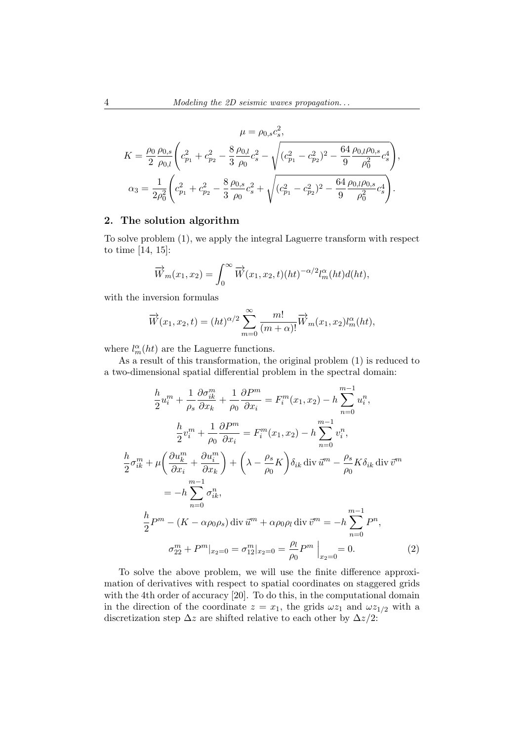$$\mu = \rho_{0,s} c_s^2,$$

$$K = \frac{\rho_0}{2} \frac{\rho_{0,s}}{\rho_{0,l}} \left( c_{p_1}^2 + c_{p_2}^2 - \frac{8}{3} \frac{\rho_{0,l}}{\rho_0} c_s^2 - \sqrt{(c_{p_1}^2 - c_{p_2}^2)^2 - \frac{64}{9} \frac{\rho_{0,l}\rho_{0,s}}{\rho_0^2} c_s^4} \right),$$

$$\alpha_3 = \frac{1}{2\rho_0^2} \left( c_{p_1}^2 + c_{p_2}^2 - \frac{8}{3} \frac{\rho_{0,s}}{\rho_0} c_s^2 + \sqrt{(c_{p_1}^2 - c_{p_2}^2)^2 - \frac{64}{9} \frac{\rho_{0,l}\rho_{0,s}}{\rho_0^2} c_s^4} \right).$$

## 2. The solution algorithm

To solve problem (1), we apply the integral Laguerre transform with respect to time [14, 15]:

$$\overrightarrow{W}_m(x_1, x_2) = \int_0^\infty \overrightarrow{W}(x_1, x_2, t)(ht)^{-\alpha/2} l_m^\alpha(ht) d(ht),$$

with the inversion formulas

$$\overrightarrow{W}(x_1, x_2, t) = (ht)^{\alpha/2} \sum_{m=0}^{\infty} \frac{m!}{(m+\alpha)!} \overrightarrow{W}_m(x_1, x_2) l_m^\alpha(ht),$$

where $l_m^\alpha(ht)$ are the Laguerre functions.

As a result of this transformation, the original problem (1) is reduced to a two-dimensional spatial differential problem in the spectral domain:

$$\frac{h}{2} u_i^m + \frac{1}{\rho_s} \frac{\partial \sigma_{ik}^m}{\partial x_k} + \frac{1}{\rho_0} \frac{\partial P^m}{\partial x_i} = F_i^m(x_1, x_2) - h \sum_{n=0}^{m-1} u_i^n,$$

$$\frac{h}{2} v_i^m + \frac{1}{\rho_0} \frac{\partial P^m}{\partial x_i} = F_i^m(x_1, x_2) - h \sum_{n=0}^{m-1} v_i^n,$$

$$\frac{h}{2} \sigma_{ik}^m + \mu \left( \frac{\partial u_k^m}{\partial x_i} + \frac{\partial u_i^m}{\partial x_k} \right) + \left( \lambda - \frac{\rho_s}{\rho_0} K \right) \delta_{ik} \operatorname{div} \vec{u}^m - \frac{\rho_s}{\rho_0} K \delta_{ik} \operatorname{div} \vec{v}^m$$
$$= -h \sum_{n=0}^{m-1} \sigma_{ik}^n,$$

$$\frac{h}{2} P^m - (K - \alpha \rho_0 \rho_s) \operatorname{div} \vec{u}^m + \alpha \rho_0 \rho_l \operatorname{div} \vec{v}^m = -h \sum_{n=0}^{m-1} P^n,$$

$$\sigma_{22}^m + P^m|_{x_2=0} = \sigma_{12}^m|_{x_2=0} = \frac{\rho_l}{\rho_0} P^m \Big|_{x_2=0} = 0. \tag{2}$$

To solve the above problem, we will use the finite difference approximation of derivatives with respect to spatial coordinates on staggered grids with the 4th order of accuracy [20]. To do this, in the computational domain in the direction of the coordinate $z = x_1$, the grids $\omega z_1$ and $\omega z_{1/2}$ with a discretization step $\Delta z$ are shifted relative to each other by $\Delta z/2$: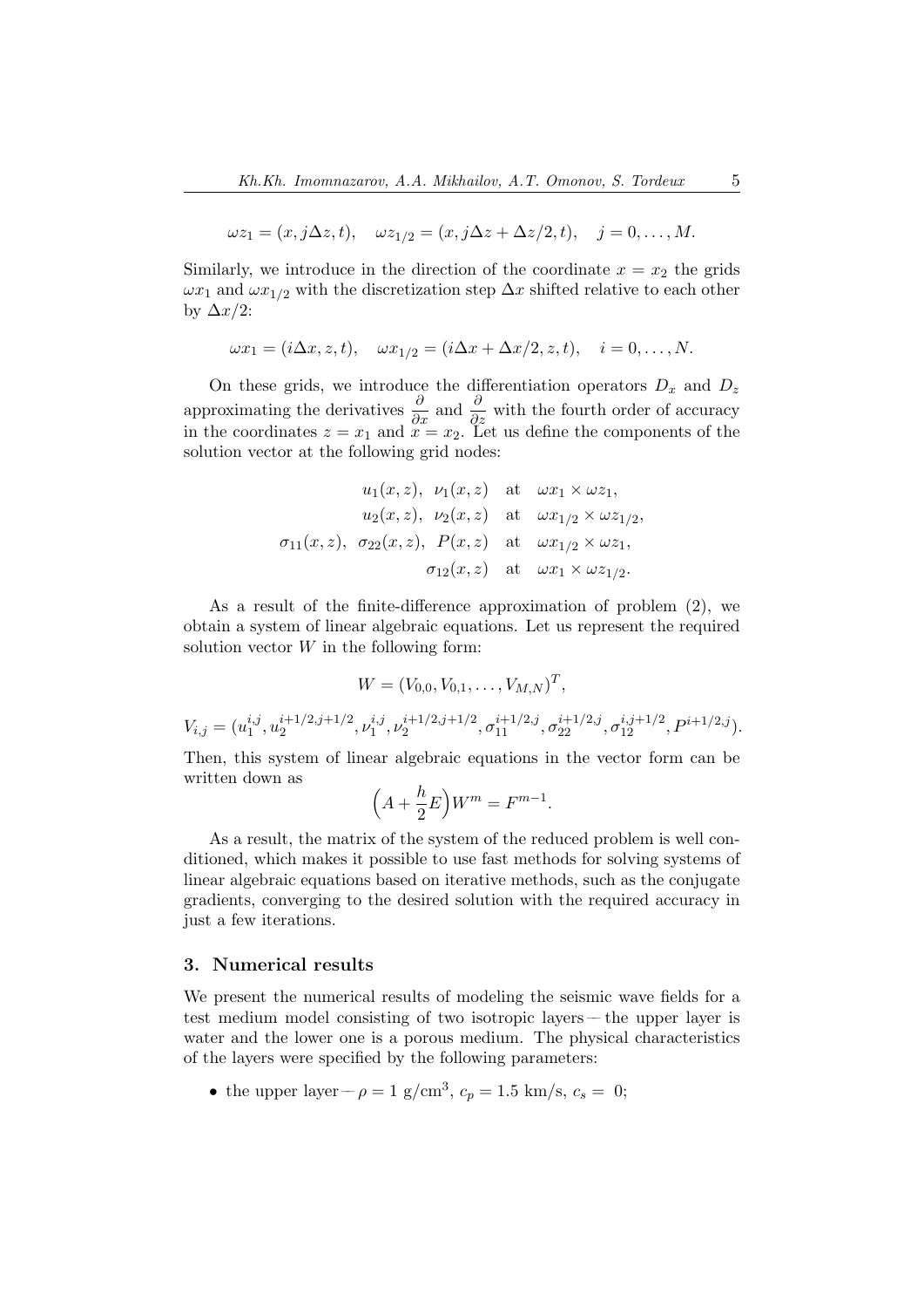$$\omega z_1 = (x, j\Delta z, t), \quad \omega z_{1/2} = (x, j\Delta z + \Delta z/2, t), \quad j = 0, \dots, M.$$

Similarly, we introduce in the direction of the coordinate $x = x_2$ the grids $\omega x_1$ and $\omega x_{1/2}$ with the discretization step $\Delta x$ shifted relative to each other by $\Delta x/2$:

$$\omega x_1 = (i\Delta x, z, t), \quad \omega x_{1/2} = (i\Delta x + \Delta x/2, z, t), \quad i = 0, \dots, N.$$

On these grids, we introduce the differentiation operators $D_x$ and $D_z$ approximating the derivatives $\dfrac{\partial}{\partial x}$ and $\dfrac{\partial}{\partial z}$ with the fourth order of accuracy in the coordinates $z = x_1$ and $x = x_2$. Let us define the components of the solution vector at the following grid nodes:

$$\begin{aligned}
u_1(x,z),\ \nu_1(x,z) \quad &\text{at} \quad \omega x_1 \times \omega z_1, \\
u_2(x,z),\ \nu_2(x,z) \quad &\text{at} \quad \omega x_{1/2} \times \omega z_{1/2}, \\
\sigma_{11}(x,z),\ \sigma_{22}(x,z),\ P(x,z) \quad &\text{at} \quad \omega x_{1/2} \times \omega z_1, \\
\sigma_{12}(x,z) \quad &\text{at} \quad \omega x_1 \times \omega z_{1/2}.
\end{aligned}$$

As a result of the finite-difference approximation of problem (2), we obtain a system of linear algebraic equations. Let us represent the required solution vector $W$ in the following form:

$$W = (V_{0,0}, V_{0,1}, \dots, V_{M,N})^T,$$

$$V_{i,j} = (u_1^{i,j}, u_2^{i+1/2,j+1/2}, \nu_1^{i,j}, \nu_2^{i+1/2,j+1/2}, \sigma_{11}^{i+1/2,j}, \sigma_{22}^{i+1/2,j}, \sigma_{12}^{i,j+1/2}, P^{i+1/2,j}).$$

Then, this system of linear algebraic equations in the vector form can be written down as

$$\Big(A + \frac{h}{2}E\Big)W^m = F^{m-1}.$$

As a result, the matrix of the system of the reduced problem is well conditioned, which makes it possible to use fast methods for solving systems of linear algebraic equations based on iterative methods, such as the conjugate gradients, converging to the desired solution with the required accuracy in just a few iterations.

## 3. Numerical results

We present the numerical results of modeling the seismic wave fields for a test medium model consisting of two isotropic layers — the upper layer is water and the lower one is a porous medium. The physical characteristics of the layers were specified by the following parameters:

- the upper layer — $\rho = 1$ g/cm$^3$, $c_p = 1.5$ km/s, $c_s = 0$;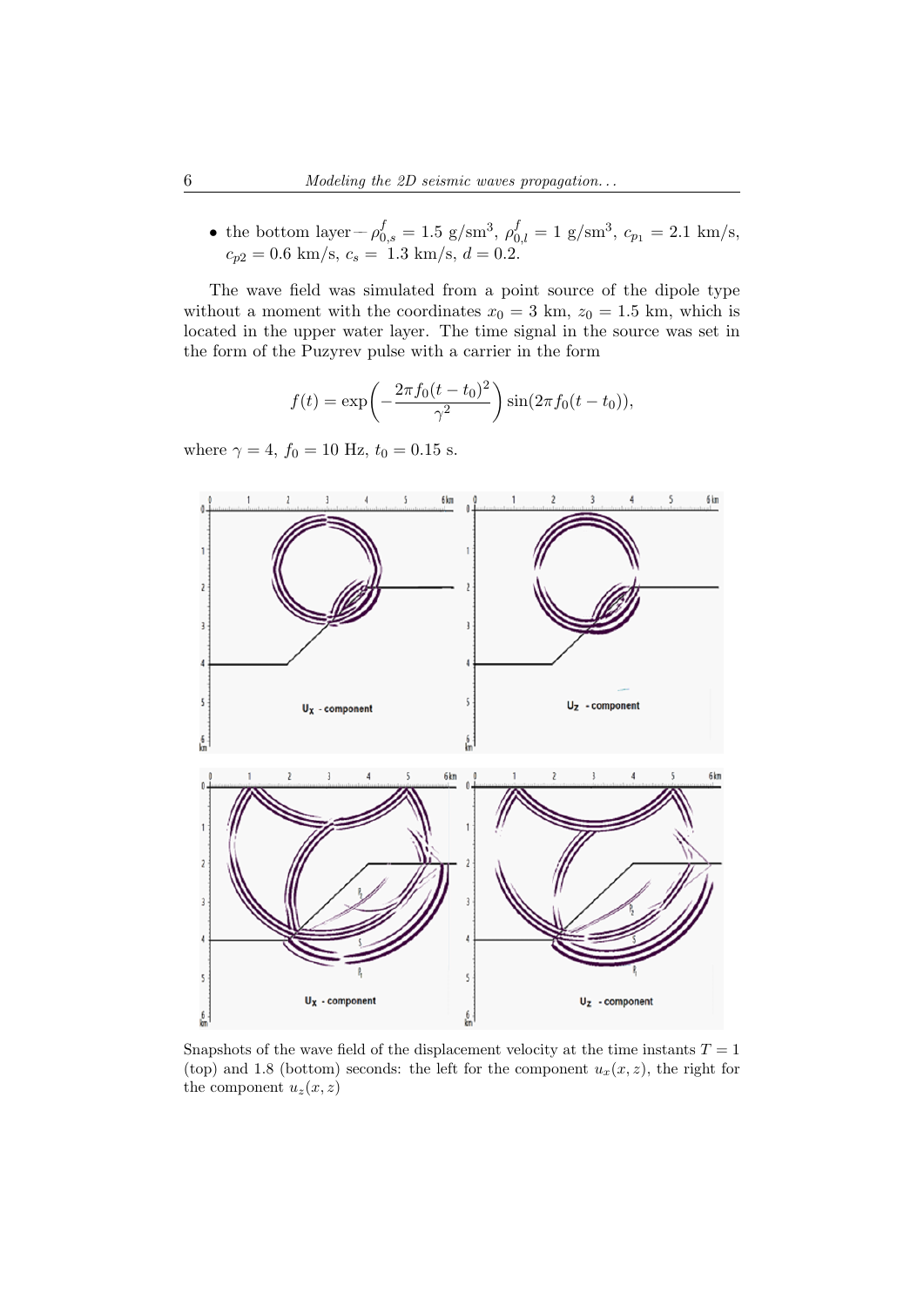- the bottom layer – $\rho^f_{0,s} = 1.5$ g/sm$^3$, $\rho^f_{0,l} = 1$ g/sm$^3$, $c_{p_1} = 2.1$ km/s, $c_{p2} = 0.6$ km/s, $c_s = $ 1.3 km/s, $d = 0.2$.

The wave field was simulated from a point source of the dipole type without a moment with the coordinates $x_0 = 3$ km, $z_0 = 1.5$ km, which is located in the upper water layer. The time signal in the source was set in the form of the Puzyrev pulse with a carrier in the form

$$f(t) = \exp\left(-\frac{2\pi f_0 (t - t_0)^2}{\gamma^2}\right) \sin(2\pi f_0 (t - t_0)),$$

where $\gamma = 4$, $f_0 = 10$ Hz, $t_0 = 0.15$ s.

Snapshots of the wave field of the displacement velocity at the time instants $T = 1$ (top) and 1.8 (bottom) seconds: the left for the component $u_x(x, z)$, the right for the component $u_z(x, z)$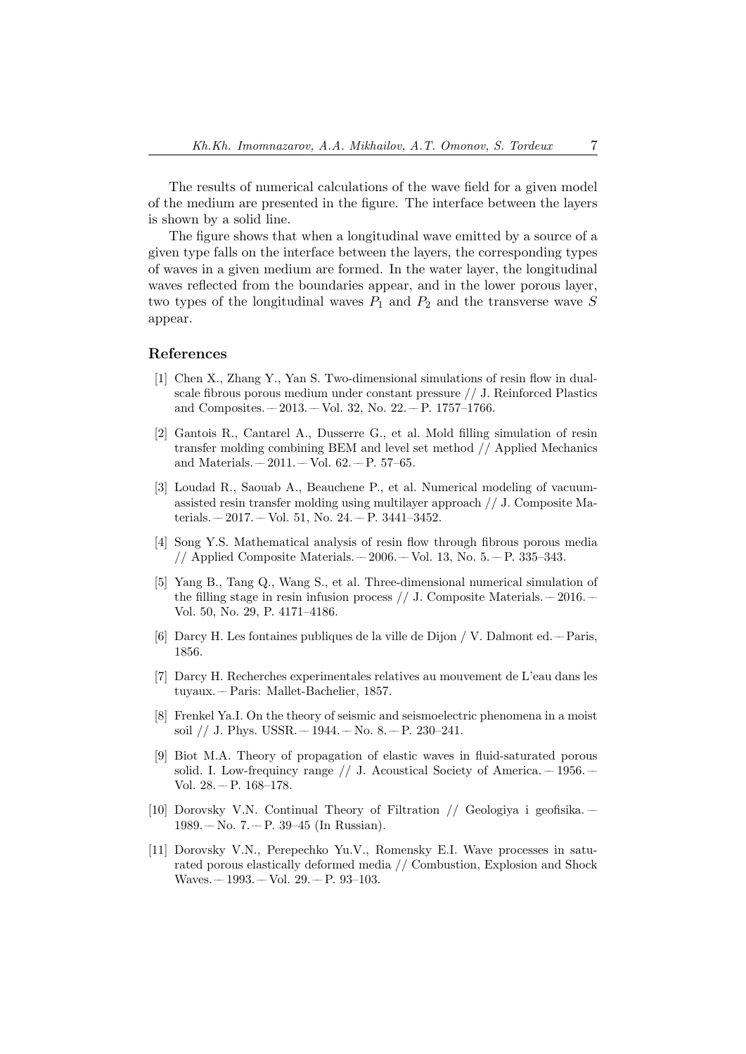The results of numerical calculations of the wave field for a given model of the medium are presented in the figure. The interface between the layers is shown by a solid line.

The figure shows that when a longitudinal wave emitted by a source of a given type falls on the interface between the layers, the corresponding types of waves in a given medium are formed. In the water layer, the longitudinal waves reflected from the boundaries appear, and in the lower porous layer, two types of the longitudinal waves $P_1$ and $P_2$ and the transverse wave $S$ appear.

## References

[1] Chen X., Zhang Y., Yan S. Two-dimensional simulations of resin flow in dual-scale fibrous porous medium under constant pressure // J. Reinforced Plastics and Composites. — 2013. — Vol. 32, No. 22. — P. 1757–1766.

[2] Gantois R., Cantarel A., Dusserre G., et al. Mold filling simulation of resin transfer molding combining BEM and level set method // Applied Mechanics and Materials. — 2011. — Vol. 62. — P. 57–65.

[3] Loudad R., Saouab A., Beauchene P., et al. Numerical modeling of vacuum-assisted resin transfer molding using multilayer approach // J. Composite Materials. — 2017. — Vol. 51, No. 24. — P. 3441–3452.

[4] Song Y.S. Mathematical analysis of resin flow through fibrous porous media // Applied Composite Materials. — 2006. — Vol. 13, No. 5. — P. 335–343.

[5] Yang B., Tang Q., Wang S., et al. Three-dimensional numerical simulation of the filling stage in resin infusion process // J. Composite Materials. — 2016. — Vol. 50, No. 29, P. 4171–4186.

[6] Darcy H. Les fontaines publiques de la ville de Dijon / V. Dalmont ed. — Paris, 1856.

[7] Darcy H. Recherches experimentales relatives au mouvement de L'eau dans les tuyaux. — Paris: Mallet-Bachelier, 1857.

[8] Frenkel Ya.I. On the theory of seismic and seismoelectric phenomena in a moist soil // J. Phys. USSR. — 1944. — No. 8. — P. 230–241.

[9] Biot M.A. Theory of propagation of elastic waves in fluid-saturated porous solid. I. Low-frequincy range // J. Acoustical Society of America. — 1956. — Vol. 28. — P. 168–178.

[10] Dorovsky V.N. Continual Theory of Filtration // Geologiya i geofisika. — 1989. — No. 7. — P. 39–45 (In Russian).

[11] Dorovsky V.N., Perepechko Yu.V., Romensky E.I. Wave processes in saturated porous elastically deformed media // Combustion, Explosion and Shock Waves. — 1993. — Vol. 29. — P. 93–103.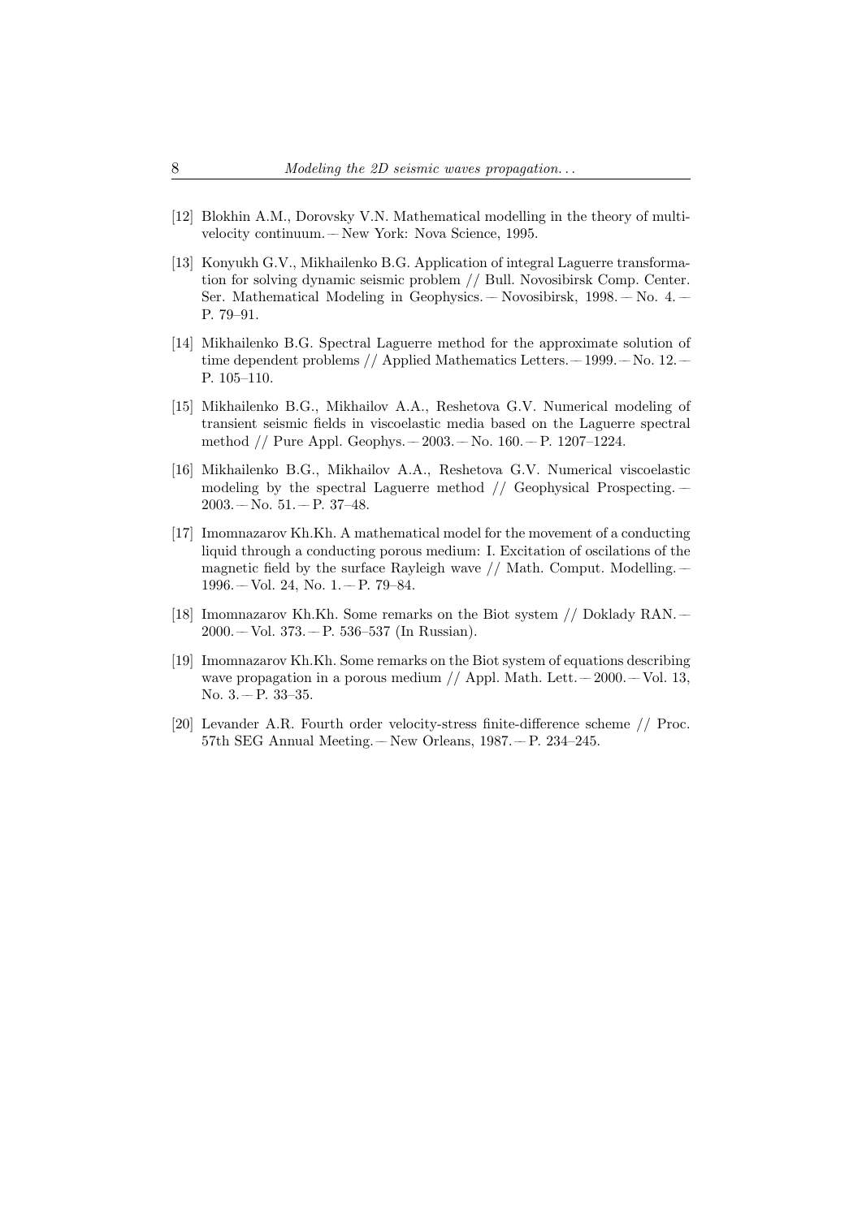[12] Blokhin A.M., Dorovsky V.N. Mathematical modelling in the theory of multi-velocity continuum. — New York: Nova Science, 1995.

[13] Konyukh G.V., Mikhailenko B.G. Application of integral Laguerre transformation for solving dynamic seismic problem // Bull. Novosibirsk Comp. Center. Ser. Mathematical Modeling in Geophysics. — Novosibirsk, 1998. — No. 4. — P. 79–91.

[14] Mikhailenko B.G. Spectral Laguerre method for the approximate solution of time dependent problems // Applied Mathematics Letters. — 1999. — No. 12. — P. 105–110.

[15] Mikhailenko B.G., Mikhailov A.A., Reshetova G.V. Numerical modeling of transient seismic fields in viscoelastic media based on the Laguerre spectral method // Pure Appl. Geophys. — 2003. — No. 160. — P. 1207–1224.

[16] Mikhailenko B.G., Mikhailov A.A., Reshetova G.V. Numerical viscoelastic modeling by the spectral Laguerre method // Geophysical Prospecting. — 2003. — No. 51. — P. 37–48.

[17] Imomnazarov Kh.Kh. A mathematical model for the movement of a conducting liquid through a conducting porous medium: I. Excitation of oscilations of the magnetic field by the surface Rayleigh wave // Math. Comput. Modelling. — 1996. — Vol. 24, No. 1. — P. 79–84.

[18] Imomnazarov Kh.Kh. Some remarks on the Biot system // Doklady RAN. — 2000. — Vol. 373. — P. 536–537 (In Russian).

[19] Imomnazarov Kh.Kh. Some remarks on the Biot system of equations describing wave propagation in a porous medium // Appl. Math. Lett. — 2000. — Vol. 13, No. 3. — P. 33–35.

[20] Levander A.R. Fourth order velocity-stress finite-difference scheme // Proc. 57th SEG Annual Meeting. — New Orleans, 1987. — P. 234–245.